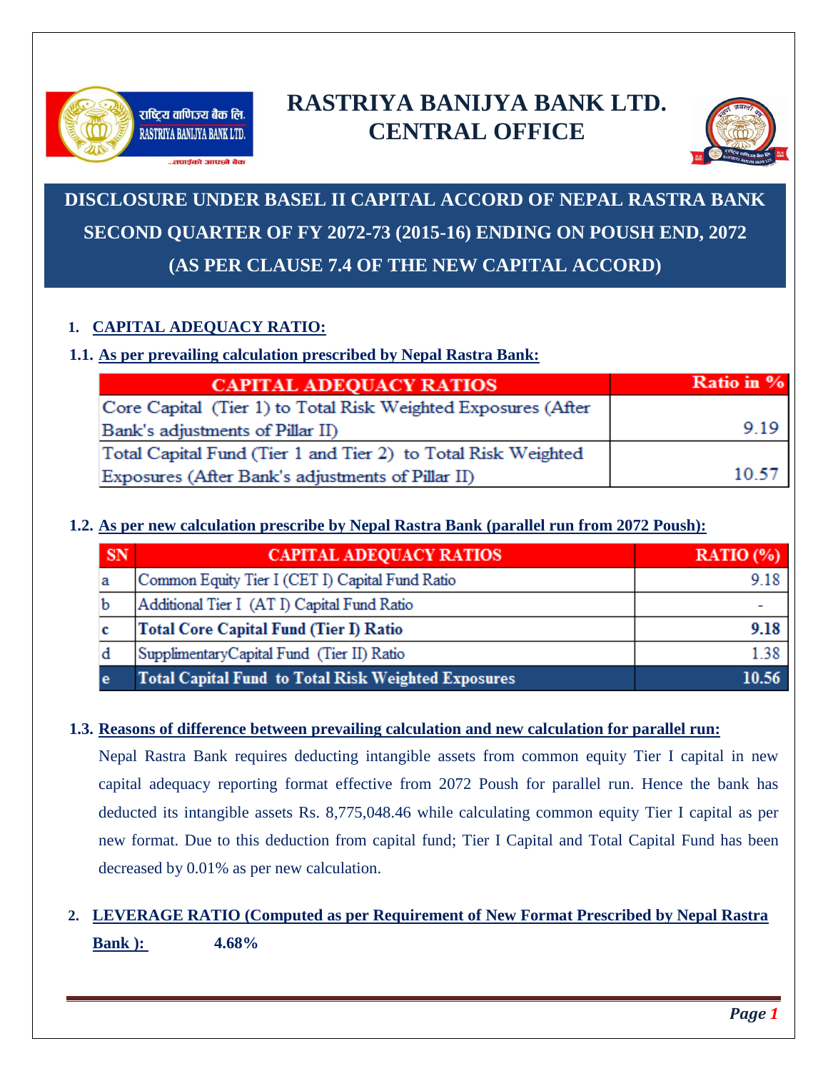# RASTRIYA BANIJYA BANK LTD.
# CENTRAL OFFICE

## DISCLOSURE UNDER BASEL II CAPITAL ACCORD OF NEPAL RASTRA BANK SECOND QUARTER OF FY 2072-73 (2015-16) ENDING ON POUSH END, 2072 (AS PER CLAUSE 7.4 OF THE NEW CAPITAL ACCORD)

### 1. CAPITAL ADEQUACY RATIO:

#### 1.1. As per prevailing calculation prescribed by Nepal Rastra Bank:

| CAPITAL ADEQUACY RATIOS | Ratio in % |
|---|---|
| Core Capital (Tier 1) to Total Risk Weighted Exposures (After Bank's adjustments of Pillar II) | 9.19 |
| Total Capital Fund (Tier 1 and Tier 2) to Total Risk Weighted Exposures (After Bank's adjustments of Pillar II) | 10.57 |

#### 1.2. As per new calculation prescribe by Nepal Rastra Bank (parallel run from 2072 Poush):

| SN | CAPITAL ADEQUACY RATIOS | RATIO (%) |
|---|---|---|
| a | Common Equity Tier I (CET I) Capital Fund Ratio | 9.18 |
| b | Additional Tier I (AT I) Capital Fund Ratio | - |
| c | **Total Core Capital Fund (Tier I) Ratio** | **9.18** |
| d | SupplimentaryCapital Fund (Tier II) Ratio | 1.38 |
| e | **Total Capital Fund to Total Risk Weighted Exposures** | **10.56** |

#### 1.3. Reasons of difference between prevailing calculation and new calculation for parallel run:

Nepal Rastra Bank requires deducting intangible assets from common equity Tier I capital in new capital adequacy reporting format effective from 2072 Poush for parallel run. Hence the bank has deducted its intangible assets Rs. 8,775,048.46 while calculating common equity Tier I capital as per new format. Due to this deduction from capital fund; Tier I Capital and Total Capital Fund has been decreased by 0.01% as per new calculation.

### 2. LEVERAGE RATIO (Computed as per Requirement of New Format Prescribed by Nepal Rastra Bank ): **4.68%**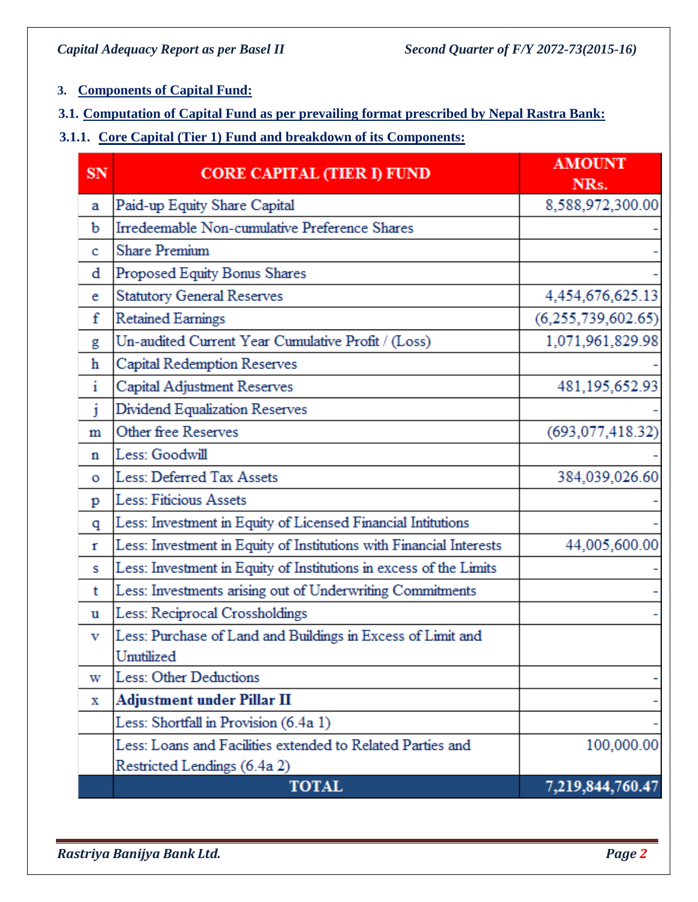## 3. Components of Capital Fund:

### 3.1. Computation of Capital Fund as per prevailing format prescribed by Nepal Rastra Bank:

#### 3.1.1. Core Capital (Tier 1) Fund and breakdown of its Components:

| SN | CORE CAPITAL (TIER I) FUND | AMOUNT NRs. |
|---|---|---|
| a | Paid-up Equity Share Capital | 8,588,972,300.00 |
| b | Irredeemable Non-cumulative Preference Shares | - |
| c | Share Premium | - |
| d | Proposed Equity Bonus Shares | - |
| e | Statutory General Reserves | 4,454,676,625.13 |
| f | Retained Earnings | (6,255,739,602.65) |
| g | Un-audited Current Year Cumulative Profit / (Loss) | 1,071,961,829.98 |
| h | Capital Redemption Reserves | - |
| i | Capital Adjustment Reserves | 481,195,652.93 |
| j | Dividend Equalization Reserves | - |
| m | Other free Reserves | (693,077,418.32) |
| n | Less: Goodwill | - |
| o | Less: Deferred Tax Assets | 384,039,026.60 |
| p | Less: Fiticious Assets | - |
| q | Less: Investment in Equity of Licensed Financial Intitutions | - |
| r | Less: Investment in Equity of Institutions with Financial Interests | 44,005,600.00 |
| s | Less: Investment in Equity of Institutions in excess of the Limits | - |
| t | Less: Investments arising out of Underwriting Commitments | - |
| u | Less: Reciprocal Crossholdings | - |
| v | Less: Purchase of Land and Buildings in Excess of Limit and Unutilized | |
| w | Less: Other Deductions | - |
| x | **Adjustment under Pillar II** | - |
| | Less: Shortfall in Provision (6.4a 1) | - |
| | Less: Loans and Facilities extended to Related Parties and Restricted Lendings (6.4a 2) | 100,000.00 |
| | **TOTAL** | **7,219,844,760.47** |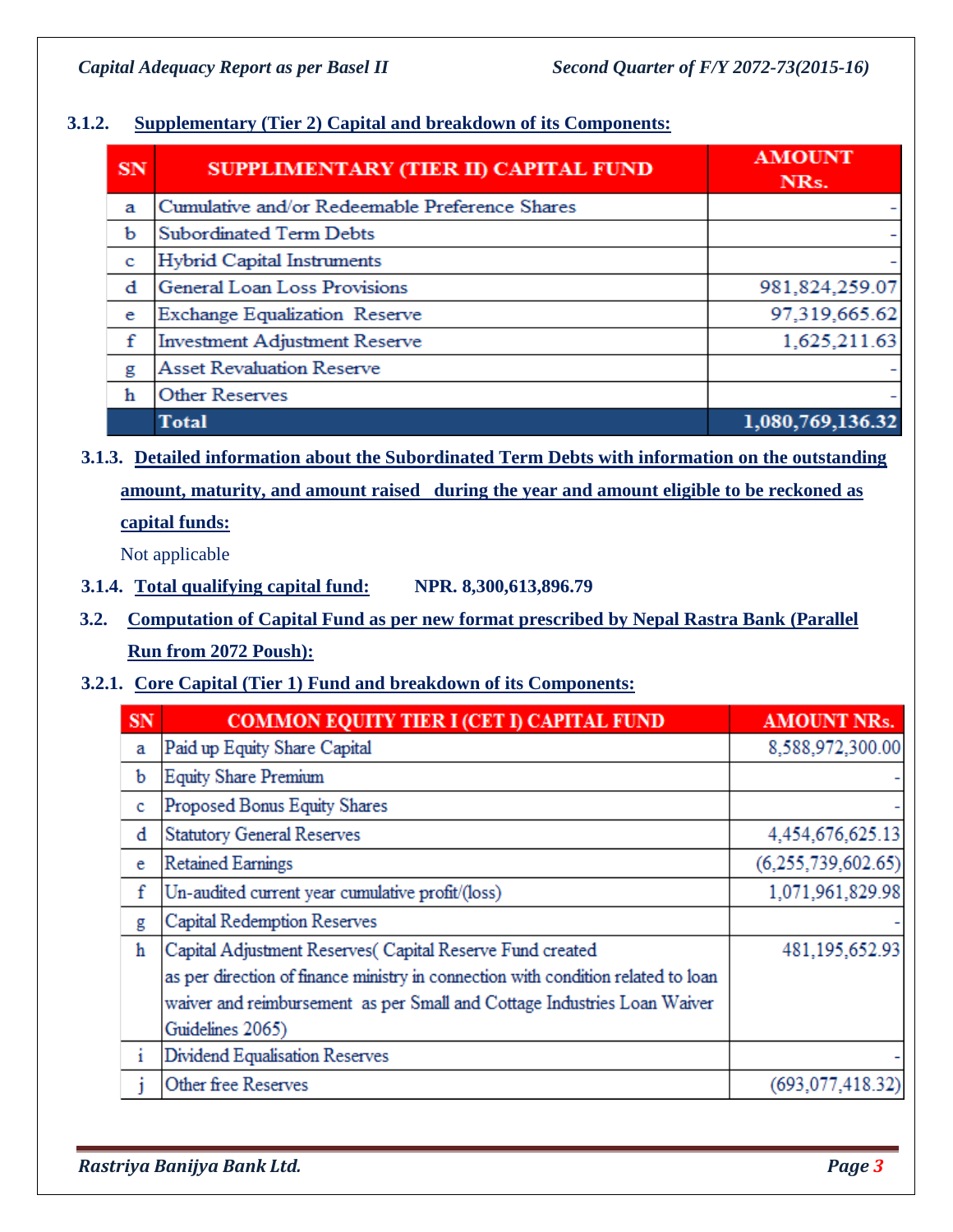### 3.1.2. Supplementary (Tier 2) Capital and breakdown of its Components:

| SN | SUPPLIMENTARY (TIER II) CAPITAL FUND | AMOUNT NRs. |
|---|---|---|
| a | Cumulative and/or Redeemable Preference Shares | - |
| b | Subordinated Term Debts | - |
| c | Hybrid Capital Instruments | - |
| d | General Loan Loss Provisions | 981,824,259.07 |
| e | Exchange Equalization Reserve | 97,319,665.62 |
| f | Investment Adjustment Reserve | 1,625,211.63 |
| g | Asset Revaluation Reserve | - |
| h | Other Reserves | - |
| | **Total** | **1,080,769,136.32** |

### 3.1.3. Detailed information about the Subordinated Term Debts with information on the outstanding amount, maturity, and amount raised during the year and amount eligible to be reckoned as capital funds:

Not applicable

### 3.1.4. Total qualifying capital fund: **NPR. 8,300,613,896.79**

## 3.2. Computation of Capital Fund as per new format prescribed by Nepal Rastra Bank (Parallel Run from 2072 Poush):

### 3.2.1. Core Capital (Tier 1) Fund and breakdown of its Components:

| SN | COMMON EQUITY TIER I (CET I) CAPITAL FUND | AMOUNT NRs. |
|---|---|---|
| a | Paid up Equity Share Capital | 8,588,972,300.00 |
| b | Equity Share Premium | - |
| c | Proposed Bonus Equity Shares | - |
| d | Statutory General Reserves | 4,454,676,625.13 |
| e | Retained Earnings | (6,255,739,602.65) |
| f | Un-audited current year cumulative profit/(loss) | 1,071,961,829.98 |
| g | Capital Redemption Reserves | - |
| h | Capital Adjustment Reserves( Capital Reserve Fund created as per direction of finance ministry in connection with condition related to loan waiver and reimbursement as per Small and Cottage Industries Loan Waiver Guidelines 2065) | 481,195,652.93 |
| i | Dividend Equalisation Reserves | - |
| j | Other free Reserves | (693,077,418.32) |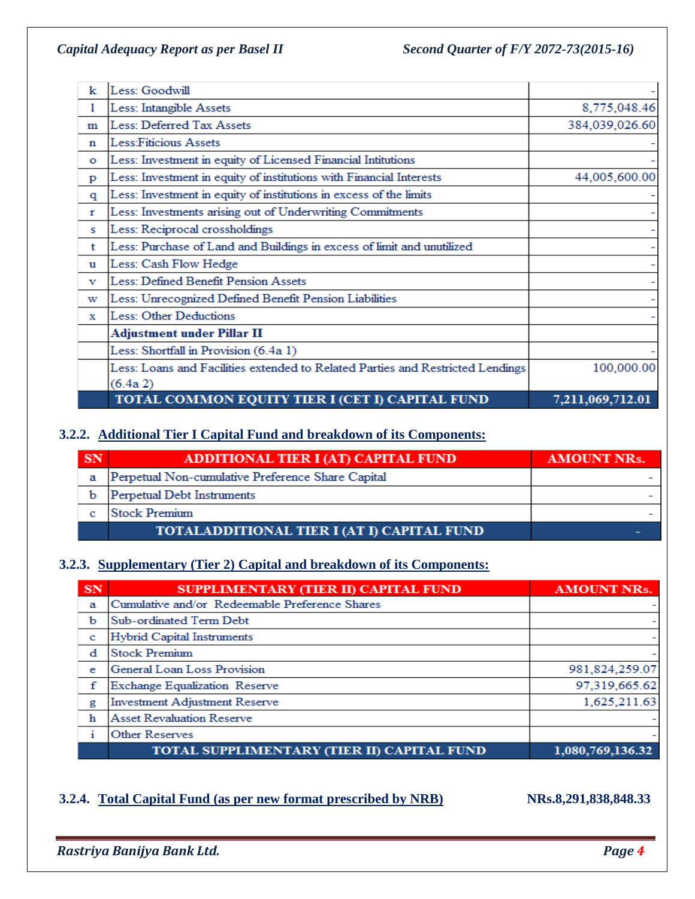| | | |
|---|---|---|
| k | Less: Goodwill | - |
| l | Less: Intangible Assets | 8,775,048.46 |
| m | Less: Deferred Tax Assets | 384,039,026.60 |
| n | Less:Fiticious Assets | - |
| o | Less: Investment in equity of Licensed Financial Intitutions | - |
| p | Less: Investment in equity of institutions with Financial Interests | 44,005,600.00 |
| q | Less: Investment in equity of institutions in excess of the limits | - |
| r | Less: Investments arising out of Underwriting Commitments | - |
| s | Less: Reciprocal crossholdings | - |
| t | Less: Purchase of Land and Buildings in excess of limit and unutilized | - |
| u | Less: Cash Flow Hedge | - |
| v | Less: Defined Benefit Pension Assets | - |
| w | Less: Unrecognized Defined Benefit Pension Liabilities | - |
| x | Less: Other Deductions | - |
| | **Adjustment under Pillar II** | |
| | Less: Shortfall in Provision (6.4a 1) | - |
| | Less: Loans and Facilities extended to Related Parties and Restricted Lendings (6.4a 2) | 100,000.00 |
| | **TOTAL COMMON EQUITY TIER I (CET I) CAPITAL FUND** | **7,211,069,712.01** |

### 3.2.2. Additional Tier I Capital Fund and breakdown of its Components:

| SN | ADDITIONAL TIER I (AT) CAPITAL FUND | AMOUNT NRs. |
|---|---|---|
| a | Perpetual Non-cumulative Preference Share Capital | - |
| b | Perpetual Debt Instruments | - |
| c | Stock Premium | - |
| | **TOTALADDITIONAL TIER I (AT I) CAPITAL FUND** | - |

### 3.2.3. Supplementary (Tier 2) Capital and breakdown of its Components:

| SN | SUPPLIMENTARY (TIER II) CAPITAL FUND | AMOUNT NRs. |
|---|---|---|
| a | Cumulative and/or Redeemable Preference Shares | - |
| b | Sub-ordinated Term Debt | - |
| c | Hybrid Capital Instruments | - |
| d | Stock Premium | - |
| e | General Loan Loss Provision | 981,824,259.07 |
| f | Exchange Equalization Reserve | 97,319,665.62 |
| g | Investment Adjustment Reserve | 1,625,211.63 |
| h | Asset Revaluation Reserve | - |
| i | Other Reserves | - |
| | **TOTAL SUPPLIMENTARY (TIER II) CAPITAL FUND** | **1,080,769,136.32** |

### 3.2.4. Total Capital Fund (as per new format prescribed by NRB) NRs.8,291,838,848.33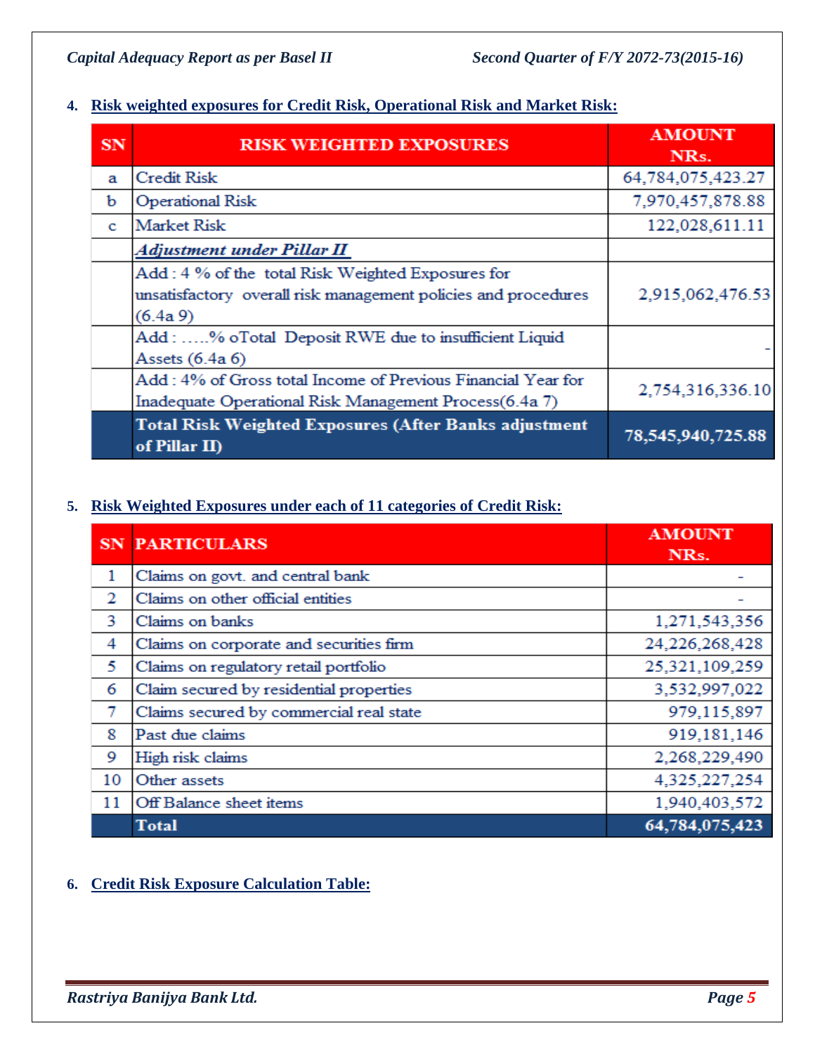## 4. Risk weighted exposures for Credit Risk, Operational Risk and Market Risk:

| SN | RISK WEIGHTED EXPOSURES | AMOUNT NRs. |
|---|---|---|
| a | Credit Risk | 64,784,075,423.27 |
| b | Operational Risk | 7,970,457,878.88 |
| c | Market Risk | 122,028,611.11 |
| | ***Adjustment under Pillar II*** | |
| | Add : 4 % of the total Risk Weighted Exposures for unsatisfactory overall risk management policies and procedures (6.4a 9) | 2,915,062,476.53 |
| | Add : .....% oTotal Deposit RWE due to insufficient Liquid Assets (6.4a 6) | - |
| | Add : 4% of Gross total Income of Previous Financial Year for Inadequate Operational Risk Management Process(6.4a 7) | 2,754,316,336.10 |
| | **Total Risk Weighted Exposures (After Banks adjustment of Pillar II)** | **78,545,940,725.88** |

## 5. Risk Weighted Exposures under each of 11 categories of Credit Risk:

| SN | PARTICULARS | AMOUNT NRs. |
|---|---|---|
| 1 | Claims on govt. and central bank | - |
| 2 | Claims on other official entities | - |
| 3 | Claims on banks | 1,271,543,356 |
| 4 | Claims on corporate and securities firm | 24,226,268,428 |
| 5 | Claims on regulatory retail portfolio | 25,321,109,259 |
| 6 | Claim secured by residential properties | 3,532,997,022 |
| 7 | Claims secured by commercial real state | 979,115,897 |
| 8 | Past due claims | 919,181,146 |
| 9 | High risk claims | 2,268,229,490 |
| 10 | Other assets | 4,325,227,254 |
| 11 | Off Balance sheet items | 1,940,403,572 |
| | **Total** | **64,784,075,423** |

## 6. Credit Risk Exposure Calculation Table: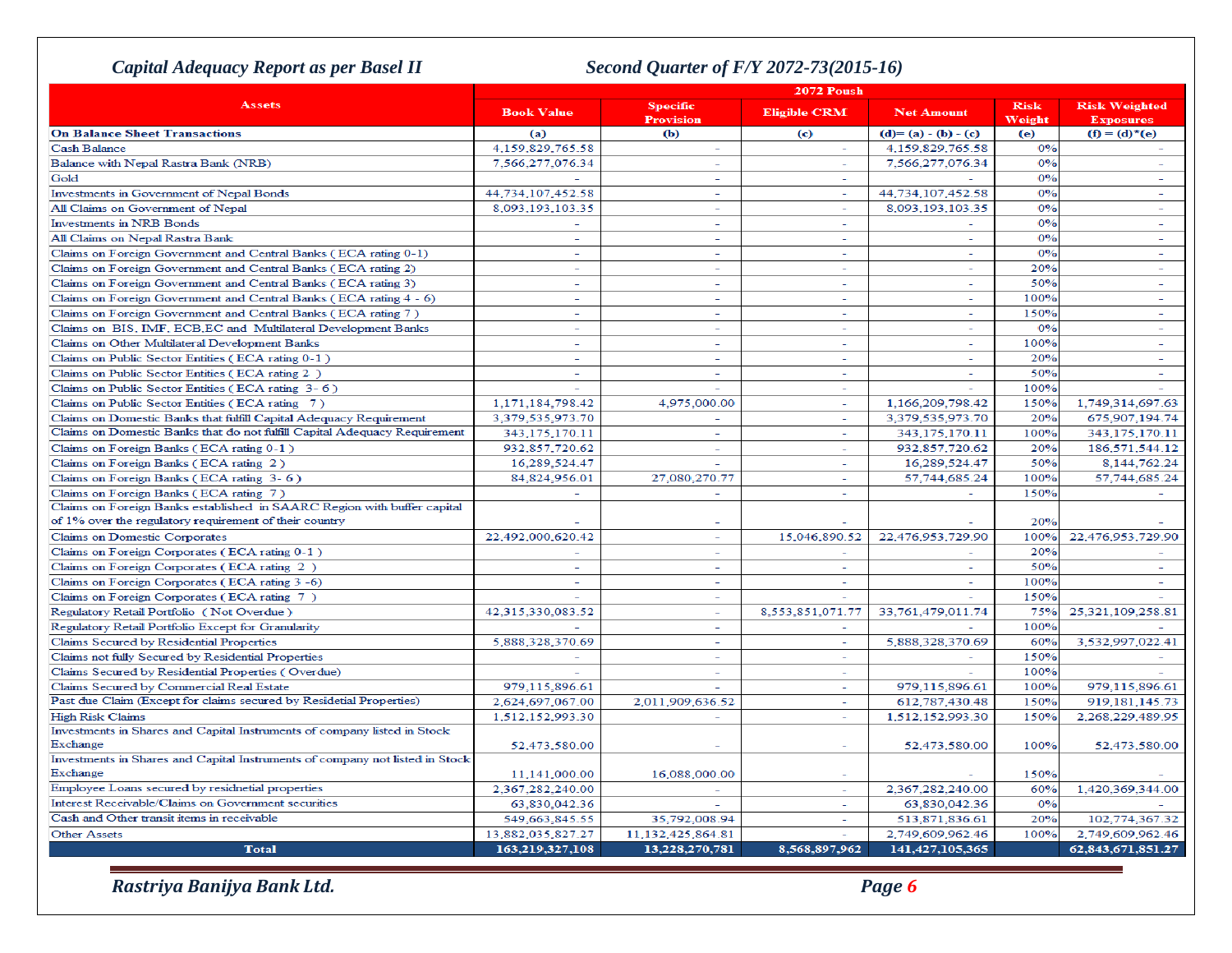## Capital Adequacy Report as per Basel II

## Second Quarter of F/Y 2072-73(2015-16)

| Assets | 2072 Poush | | | | | |
|---|---|---|---|---|---|---|
| | Book Value | Specific Provision | Eligible CRM | Net Amount | Risk Weight | Risk Weighted Exposures |
| **On Balance Sheet Transactions** | (a) | (b) | (c) | (d)= (a) - (b) - (c) | (e) | (f) = (d)*(e) |
| Cash Balance | 4,159,829,765.58 | - | - | 4,159,829,765.58 | 0% | - |
| Balance with Nepal Rastra Bank (NRB) | 7,566,277,076.34 | - | - | 7,566,277,076.34 | 0% | - |
| Gold | - | - | - | - | 0% | - |
| Investments in Government of Nepal Bonds | 44,734,107,452.58 | - | - | 44,734,107,452.58 | 0% | - |
| All Claims on Government of Nepal | 8,093,193,103.35 | - | - | 8,093,193,103.35 | 0% | - |
| Investments in NRB Bonds | - | - | - | - | 0% | - |
| All Claims on Nepal Rastra Bank | - | - | - | - | 0% | - |
| Claims on Foreign Government and Central Banks ( ECA rating 0-1) | - | - | - | - | 0% | - |
| Claims on Foreign Government and Central Banks ( ECA rating 2) | - | - | - | - | 20% | - |
| Claims on Foreign Government and Central Banks ( ECA rating 3) | - | - | - | - | 50% | - |
| Claims on Foreign Government and Central Banks ( ECA rating 4 - 6) | - | - | - | - | 100% | - |
| Claims on Foreign Government and Central Banks ( ECA rating 7 ) | - | - | - | - | 150% | - |
| Claims on BIS, IMF, ECB,EC and Multilateral Development Banks | - | - | - | - | 0% | - |
| Claims on Other Multilateral Development Banks | - | - | - | - | 100% | - |
| Claims on Public Sector Entities ( ECA rating 0-1 ) | - | - | - | - | 20% | - |
| Claims on Public Sector Entities ( ECA rating 2 ) | - | - | - | - | 50% | - |
| Claims on Public Sector Entities ( ECA rating 3- 6 ) | - | - | - | - | 100% | - |
| Claims on Public Sector Entities ( ECA rating 7 ) | 1,171,184,798.42 | 4,975,000.00 | - | 1,166,209,798.42 | 150% | 1,749,314,697.63 |
| Claims on Domestic Banks that fulfill Capital Adequacy Requirement | 3,379,535,973.70 | - | - | 3,379,535,973.70 | 20% | 675,907,194.74 |
| Claims on Domestic Banks that do not fulfill Capital Adequacy Requirement | 343,175,170.11 | - | - | 343,175,170.11 | 100% | 343,175,170.11 |
| Claims on Foreign Banks ( ECA rating 0-1 ) | 932,857,720.62 | - | - | 932,857,720.62 | 20% | 186,571,544.12 |
| Claims on Foreign Banks ( ECA rating 2 ) | 16,289,524.47 | - | - | 16,289,524.47 | 50% | 8,144,762.24 |
| Claims on Foreign Banks ( ECA rating 3- 6 ) | 84,824,956.01 | 27,080,270.77 | - | 57,744,685.24 | 100% | 57,744,685.24 |
| Claims on Foreign Banks ( ECA rating 7 ) | - | - | - | - | 150% | - |
| Claims on Foreign Banks established in SAARC Region with buffer capital of 1% over the regulatory requirement of their country | - | - | - | - | 20% | - |
| Claims on Domestic Corporates | 22,492,000,620.42 | - | 15,046,890.52 | 22,476,953,729.90 | 100% | 22,476,953,729.90 |
| Claims on Foreign Corporates ( ECA rating 0-1 ) | - | - | - | - | 20% | - |
| Claims on Foreign Corporates ( ECA rating 2 ) | - | - | - | - | 50% | - |
| Claims on Foreign Corporates ( ECA rating 3 -6) | - | - | - | - | 100% | - |
| Claims on Foreign Corporates ( ECA rating 7 ) | - | - | - | - | 150% | - |
| Regulatory Retail Portfolio ( Not Overdue ) | 42,315,330,083.52 | - | 8,553,851,071.77 | 33,761,479,011.74 | 75% | 25,321,109,258.81 |
| Regulatory Retail Portfolio Except for Granularity | - | - | - | - | 100% | - |
| Claims Secured by Residential Properties | 5,888,328,370.69 | - | - | 5,888,328,370.69 | 60% | 3,532,997,022.41 |
| Claims not fully Secured by Residential Properties | - | - | - | - | 150% | - |
| Claims Secured by Residential Properties ( Overdue) | - | - | - | - | 100% | - |
| Claims Secured by Commercial Real Estate | 979,115,896.61 | - | - | 979,115,896.61 | 100% | 979,115,896.61 |
| Past due Claim (Except for claims secured by Residetial Properties) | 2,624,697,067.00 | 2,011,909,636.52 | - | 612,787,430.48 | 150% | 919,181,145.73 |
| High Risk Claims | 1,512,152,993.30 | - | - | 1,512,152,993.30 | 150% | 2,268,229,489.95 |
| Investments in Shares and Capital Instruments of company listed in Stock Exchange | 52,473,580.00 | - | - | 52,473,580.00 | 100% | 52,473,580.00 |
| Investments in Shares and Capital Instruments of company not listed in Stock Exchange | 11,141,000.00 | 16,088,000.00 | - | - | 150% | - |
| Employee Loans secured by residnetial properties | 2,367,282,240.00 | - | - | 2,367,282,240.00 | 60% | 1,420,369,344.00 |
| Interest Receivable/Claims on Government securities | 63,830,042.36 | - | - | 63,830,042.36 | 0% | - |
| Cash and Other transit items in receivable | 549,663,845.55 | 35,792,008.94 | - | 513,871,836.61 | 20% | 102,774,367.32 |
| Other Assets | 13,882,035,827.27 | 11,132,425,864.81 | - | 2,749,609,962.46 | 100% | 2,749,609,962.46 |
| **Total** | **163,219,327,108** | **13,228,270,781** | **8,568,897,962** | **141,427,105,365** | | **62,843,671,851.27** |

*Rastriya Banijya Bank Ltd.*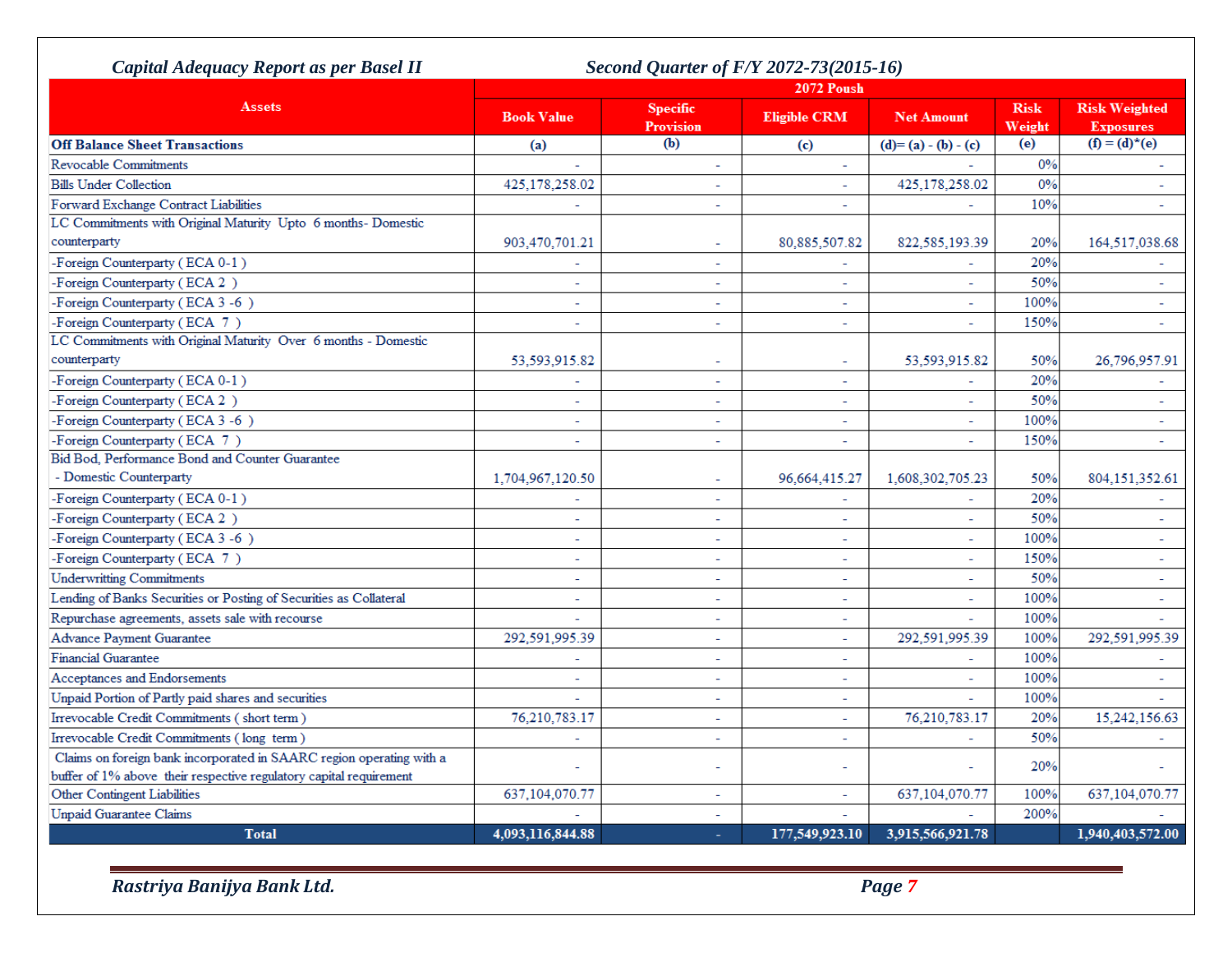*Capital Adequacy Report as per Basel II* *Second Quarter of F/Y 2072-73(2015-16)*

| Assets | 2072 Poush | | | | | |
|---|---|---|---|---|---|---|
| | Book Value | Specific Provision | Eligible CRM | Net Amount | Risk Weight | Risk Weighted Exposures |
| **Off Balance Sheet Transactions** | (a) | (b) | (c) | (d)= (a) - (b) - (c) | (e) | (f) = (d)*(e) |
| Revocable Commitments | - | - | - | - | 0% | - |
| Bills Under Collection | 425,178,258.02 | - | - | 425,178,258.02 | 0% | - |
| Forward Exchange Contract Liabilities | - | - | - | - | 10% | - |
| LC Commitments with Original Maturity Upto 6 months- Domestic counterparty | 903,470,701.21 | - | 80,885,507.82 | 822,585,193.39 | 20% | 164,517,038.68 |
| -Foreign Counterparty ( ECA 0-1 ) | - | - | - | - | 20% | - |
| -Foreign Counterparty ( ECA 2 ) | - | - | - | - | 50% | - |
| -Foreign Counterparty ( ECA 3 -6 ) | - | - | - | - | 100% | - |
| -Foreign Counterparty ( ECA 7 ) | - | - | - | - | 150% | - |
| LC Commitments with Original Maturity Over 6 months - Domestic counterparty | 53,593,915.82 | - | - | 53,593,915.82 | 50% | 26,796,957.91 |
| -Foreign Counterparty ( ECA 0-1 ) | - | - | - | - | 20% | - |
| -Foreign Counterparty ( ECA 2 ) | - | - | - | - | 50% | - |
| -Foreign Counterparty ( ECA 3 -6 ) | - | - | - | - | 100% | - |
| -Foreign Counterparty ( ECA 7 ) | - | - | - | - | 150% | - |
| Bid Bod, Performance Bond and Counter Guarantee - Domestic Counterparty | 1,704,967,120.50 | - | 96,664,415.27 | 1,608,302,705.23 | 50% | 804,151,352.61 |
| -Foreign Counterparty ( ECA 0-1 ) | - | - | - | - | 20% | - |
| -Foreign Counterparty ( ECA 2 ) | - | - | - | - | 50% | - |
| -Foreign Counterparty ( ECA 3 -6 ) | - | - | - | - | 100% | - |
| -Foreign Counterparty ( ECA 7 ) | - | - | - | - | 150% | - |
| Underwritting Commitments | - | - | - | - | 50% | - |
| Lending of Banks Securities or Posting of Securities as Collateral | - | - | - | - | 100% | - |
| Repurchase agreements, assets sale with recourse | - | - | - | - | 100% | - |
| Advance Payment Guarantee | 292,591,995.39 | - | - | 292,591,995.39 | 100% | 292,591,995.39 |
| Financial Guarantee | - | - | - | - | 100% | - |
| Acceptances and Endorsements | - | - | - | - | 100% | - |
| Unpaid Portion of Partly paid shares and securities | - | - | - | - | 100% | - |
| Irrevocable Credit Commitments ( short term ) | 76,210,783.17 | - | - | 76,210,783.17 | 20% | 15,242,156.63 |
| Irrevocable Credit Commitments ( long term ) | - | - | - | - | 50% | - |
| Claims on foreign bank incorporated in SAARC region operating with a buffer of 1% above their respective regulatory capital requirement | - | - | - | - | 20% | - |
| Other Contingent Liabilities | 637,104,070.77 | - | - | 637,104,070.77 | 100% | 637,104,070.77 |
| Unpaid Guarantee Claims | - | - | - | - | 200% | - |
| **Total** | **4,093,116,844.88** | **-** | **177,549,923.10** | **3,915,566,921.78** | | **1,940,403,572.00** |

*Rastriya Banijya Bank Ltd.*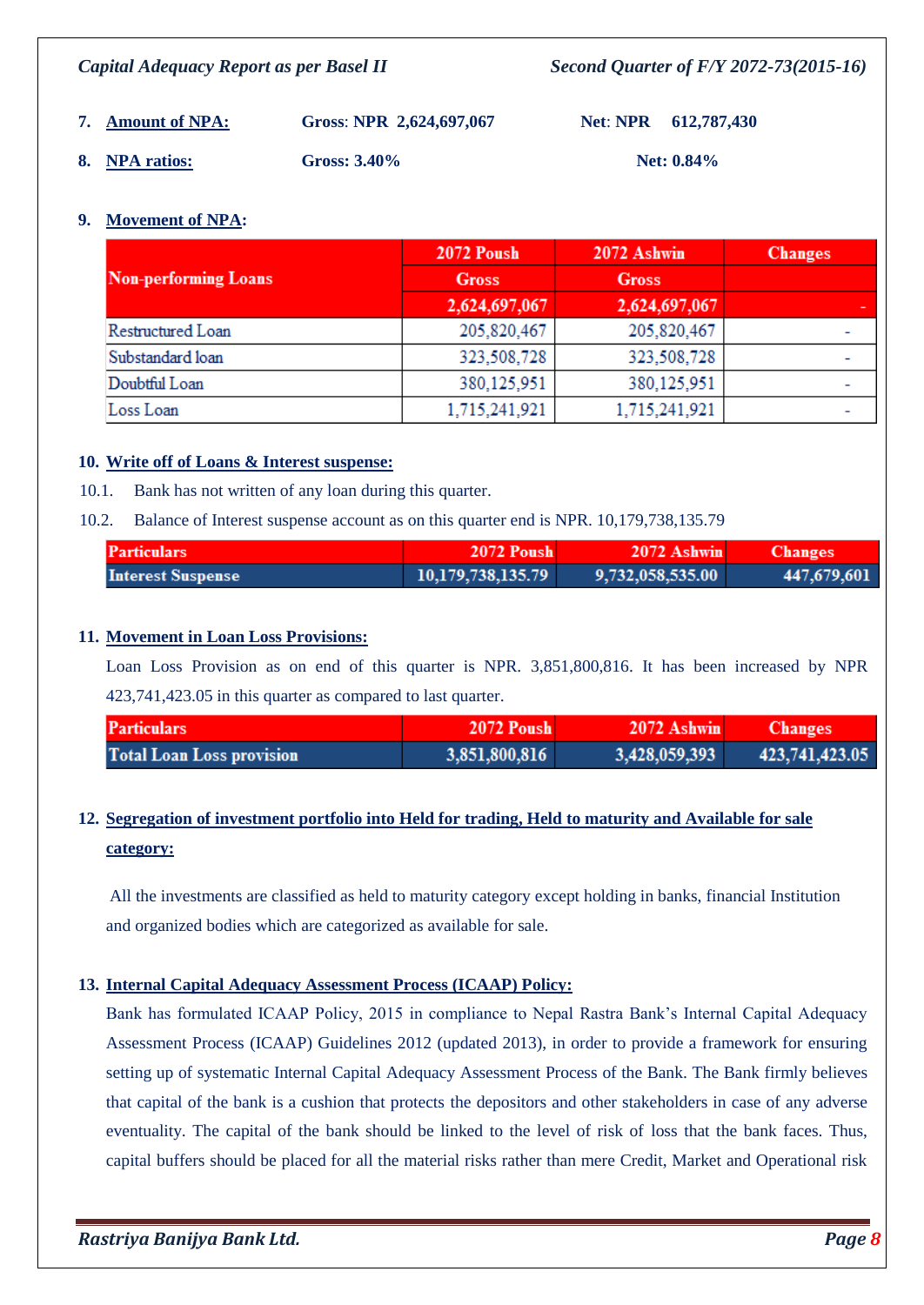7. **Amount of NPA:** **Gross**: **NPR 2,624,697,067** **Net**: **NPR 612,787,430**

8. **NPA ratios:** **Gross: 3.40%** **Net: 0.84%**

9. **Movement of NPA:**

| Non-performing Loans | 2072 Poush | 2072 Ashwin | Changes |
|---|---|---|---|
| | Gross | Gross | |
| | 2,624,697,067 | 2,624,697,067 | - |
| Restructured Loan | 205,820,467 | 205,820,467 | - |
| Substandard loan | 323,508,728 | 323,508,728 | - |
| Doubtful Loan | 380,125,951 | 380,125,951 | - |
| Loss Loan | 1,715,241,921 | 1,715,241,921 | - |

10. **Write off of Loans & Interest suspense:**

10.1. Bank has not written of any loan during this quarter.

10.2. Balance of Interest suspense account as on this quarter end is NPR. 10,179,738,135.79

| Particulars | 2072 Poush | 2072 Ashwin | Changes |
|---|---|---|---|
| Interest Suspense | 10,179,738,135.79 | 9,732,058,535.00 | 447,679,601 |

11. **Movement in Loan Loss Provisions:**

Loan Loss Provision as on end of this quarter is NPR. 3,851,800,816. It has been increased by NPR 423,741,423.05 in this quarter as compared to last quarter.

| Particulars | 2072 Poush | 2072 Ashwin | Changes |
|---|---|---|---|
| Total Loan Loss provision | 3,851,800,816 | 3,428,059,393 | 423,741,423.05 |

12. **Segregation of investment portfolio into Held for trading, Held to maturity and Available for sale category:**

All the investments are classified as held to maturity category except holding in banks, financial Institution and organized bodies which are categorized as available for sale.

13. **Internal Capital Adequacy Assessment Process (ICAAP) Policy:**

Bank has formulated ICAAP Policy, 2015 in compliance to Nepal Rastra Bank's Internal Capital Adequacy Assessment Process (ICAAP) Guidelines 2012 (updated 2013), in order to provide a framework for ensuring setting up of systematic Internal Capital Adequacy Assessment Process of the Bank. The Bank firmly believes that capital of the bank is a cushion that protects the depositors and other stakeholders in case of any adverse eventuality. The capital of the bank should be linked to the level of risk of loss that the bank faces. Thus, capital buffers should be placed for all the material risks rather than mere Credit, Market and Operational risk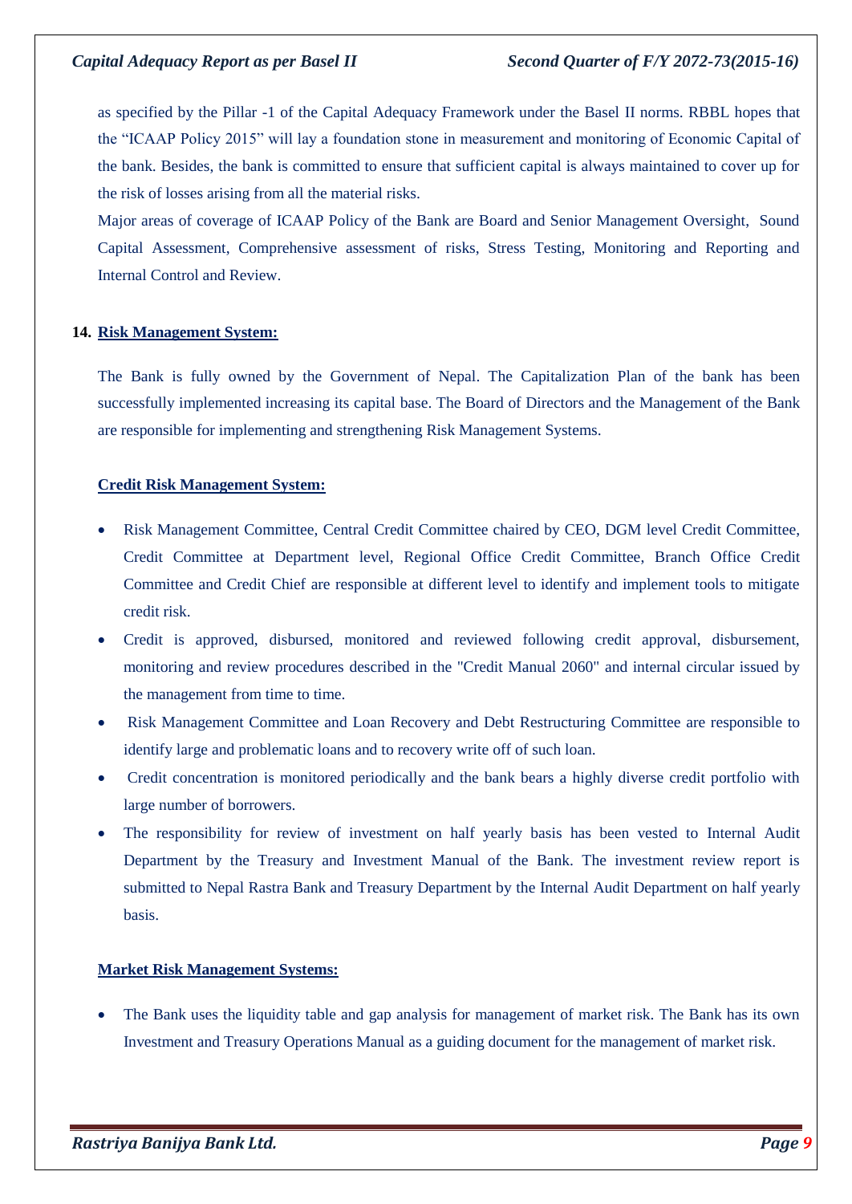as specified by the Pillar -1 of the Capital Adequacy Framework under the Basel II norms. RBBL hopes that the "ICAAP Policy 2015" will lay a foundation stone in measurement and monitoring of Economic Capital of the bank. Besides, the bank is committed to ensure that sufficient capital is always maintained to cover up for the risk of losses arising from all the material risks.

Major areas of coverage of ICAAP Policy of the Bank are Board and Senior Management Oversight, Sound Capital Assessment, Comprehensive assessment of risks, Stress Testing, Monitoring and Reporting and Internal Control and Review.

## 14. Risk Management System:

The Bank is fully owned by the Government of Nepal. The Capitalization Plan of the bank has been successfully implemented increasing its capital base. The Board of Directors and the Management of the Bank are responsible for implementing and strengthening Risk Management Systems.

### Credit Risk Management System:

- Risk Management Committee, Central Credit Committee chaired by CEO, DGM level Credit Committee, Credit Committee at Department level, Regional Office Credit Committee, Branch Office Credit Committee and Credit Chief are responsible at different level to identify and implement tools to mitigate credit risk.
- Credit is approved, disbursed, monitored and reviewed following credit approval, disbursement, monitoring and review procedures described in the "Credit Manual 2060" and internal circular issued by the management from time to time.
- Risk Management Committee and Loan Recovery and Debt Restructuring Committee are responsible to identify large and problematic loans and to recovery write off of such loan.
- Credit concentration is monitored periodically and the bank bears a highly diverse credit portfolio with large number of borrowers.
- The responsibility for review of investment on half yearly basis has been vested to Internal Audit Department by the Treasury and Investment Manual of the Bank. The investment review report is submitted to Nepal Rastra Bank and Treasury Department by the Internal Audit Department on half yearly basis.

### Market Risk Management Systems:

- The Bank uses the liquidity table and gap analysis for management of market risk. The Bank has its own Investment and Treasury Operations Manual as a guiding document for the management of market risk.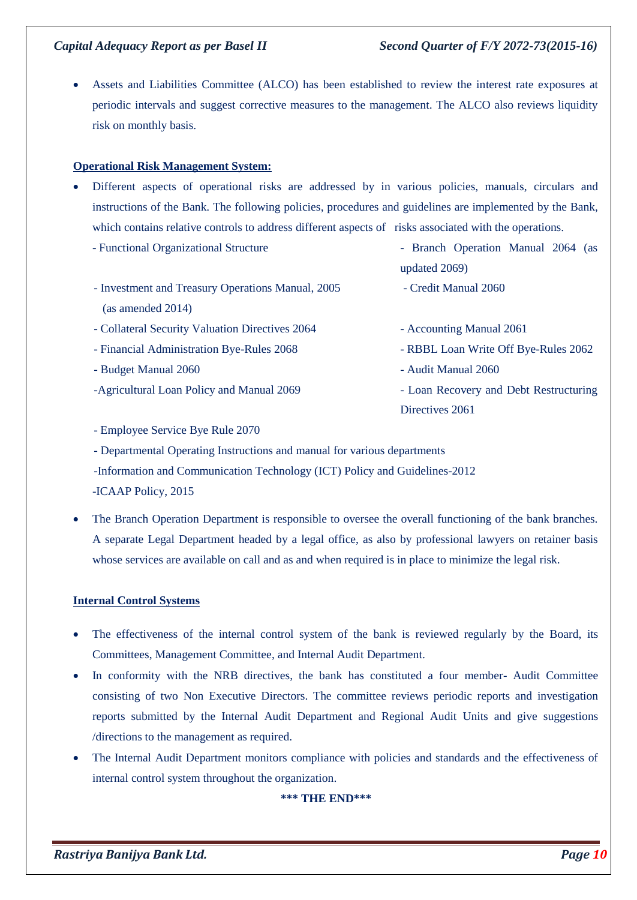- Assets and Liabilities Committee (ALCO) has been established to review the interest rate exposures at periodic intervals and suggest corrective measures to the management. The ALCO also reviews liquidity risk on monthly basis.

**Operational Risk Management System:**

- Different aspects of operational risks are addressed by in various policies, manuals, circulars and instructions of the Bank. The following policies, procedures and guidelines are implemented by the Bank, which contains relative controls to address different aspects of risks associated with the operations.
  - Functional Organizational Structure
  - Branch Operation Manual 2064 (as updated 2069)
  - Investment and Treasury Operations Manual, 2005 (as amended 2014)
  - Credit Manual 2060
  - Collateral Security Valuation Directives 2064
  - Accounting Manual 2061
  - Financial Administration Bye-Rules 2068
  - RBBL Loan Write Off Bye-Rules 2062
  - Budget Manual 2060
  - Audit Manual 2060
  - Agricultural Loan Policy and Manual 2069
  - Loan Recovery and Debt Restructuring Directives 2061
  - Employee Service Bye Rule 2070
  - Departmental Operating Instructions and manual for various departments
  - Information and Communication Technology (ICT) Policy and Guidelines-2012
  - ICAAP Policy, 2015
- The Branch Operation Department is responsible to oversee the overall functioning of the bank branches. A separate Legal Department headed by a legal office, as also by professional lawyers on retainer basis whose services are available on call and as and when required is in place to minimize the legal risk.

**Internal Control Systems**

- The effectiveness of the internal control system of the bank is reviewed regularly by the Board, its Committees, Management Committee, and Internal Audit Department.
- In conformity with the NRB directives, the bank has constituted a four member- Audit Committee consisting of two Non Executive Directors. The committee reviews periodic reports and investigation reports submitted by the Internal Audit Department and Regional Audit Units and give suggestions /directions to the management as required.
- The Internal Audit Department monitors compliance with policies and standards and the effectiveness of internal control system throughout the organization.

**\*\*\* THE END\*\*\***